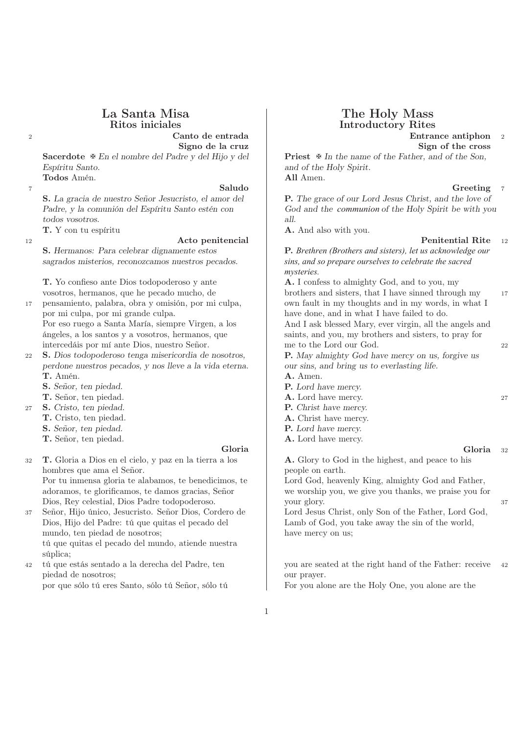# La Santa Misa

## Ritos iniciales

### Canto de entrada

### Signo de la cruz

**Sacerdote** ✠ *En el nombre del Padre y del Hijo y del Espíritu Santo.*
**Todos** Amén.

### Saludo

**S.** *La gracia de nuestro Señor Jesucristo, el amor del Padre, y la comunión del Espíritu Santo estén con todos vosotros.*
**T.** Y con tu espíritu

### Acto penitencial

**S.** *Hermanos: Para celebrar dignamente estos sagrados misterios, reconozcamos nuestros pecados.*

**T.** Yo confieso ante Dios todopoderoso y ante vosotros, hermanos, que he pecado mucho, de pensamiento, palabra, obra y omisión, por mi culpa, por mi culpa, por mi grande culpa.
Por eso ruego a Santa María, siempre Virgen, a los ángeles, a los santos y a vosotros, hermanos, que intercedáis por mí ante Dios, nuestro Señor.
**S.** *Dios todopoderoso tenga misericordia de nosotros, perdone nuestros pecados, y nos lleve a la vida eterna.*
**T.** Amén.
**S.** *Señor, ten piedad.*
**T.** Señor, ten piedad.
**S.** *Cristo, ten piedad.*
**T.** Cristo, ten piedad.
**S.** *Señor, ten piedad.*
**T.** Señor, ten piedad.

### Gloria

**T.** Gloria a Dios en el cielo, y paz en la tierra a los hombres que ama el Señor.
Por tu inmensa gloria te alabamos, te benedicimos, te adoramos, te glorificamos, te damos gracias, Señor Dios, Rey celestial, Dios Padre todopoderoso.
Señor, Hijo único, Jesucristo. Señor Dios, Cordero de Dios, Hijo del Padre: tú que quitas el pecado del mundo, ten piedad de nosotros;
tú que quitas el pecado del mundo, atiende nuestra súplica;
tú que estás sentado a la derecha del Padre, ten piedad de nosotros;
por que sólo tú eres Santo, sólo tú Señor, sólo tú

# The Holy Mass

## Introductory Rites

### Entrance antiphon

### Sign of the cross

**Priest** ✠ *In the name of the Father, and of the Son, and of the Holy Spirit.*
**All** Amen.

### Greeting

**P.** *The grace of our Lord Jesus Christ, and the love of God and the communion of the Holy Spirit be with you all.*
**A.** And also with you.

### Penitential Rite

**P.** *Brethren (Brothers and sisters), let us acknowledge our sins, and so prepare ourselves to celebrate the sacred mysteries.*
**A.** I confess to almighty God, and to you, my brothers and sisters, that I have sinned through my own fault in my thoughts and in my words, in what I have done, and in what I have failed to do.
And I ask blessed Mary, ever virgin, all the angels and saints, and you, my brothers and sisters, to pray for me to the Lord our God.
**P.** *May almighty God have mercy on us, forgive us our sins, and bring us to everlasting life.*
**A.** Amen.
**P.** *Lord have mercy.*
**A.** Lord have mercy.
**P.** *Christ have mercy.*
**A.** Christ have mercy.
**P.** *Lord have mercy.*
**A.** Lord have mercy.

### Gloria

**A.** Glory to God in the highest, and peace to his people on earth.
Lord God, heavenly King, almighty God and Father, we worship you, we give you thanks, we praise you for your glory.
Lord Jesus Christ, only Son of the Father, Lord God, Lamb of God, you take away the sin of the world, have mercy on us;

you are seated at the right hand of the Father: receive our prayer.
For you alone are the Holy One, you alone are the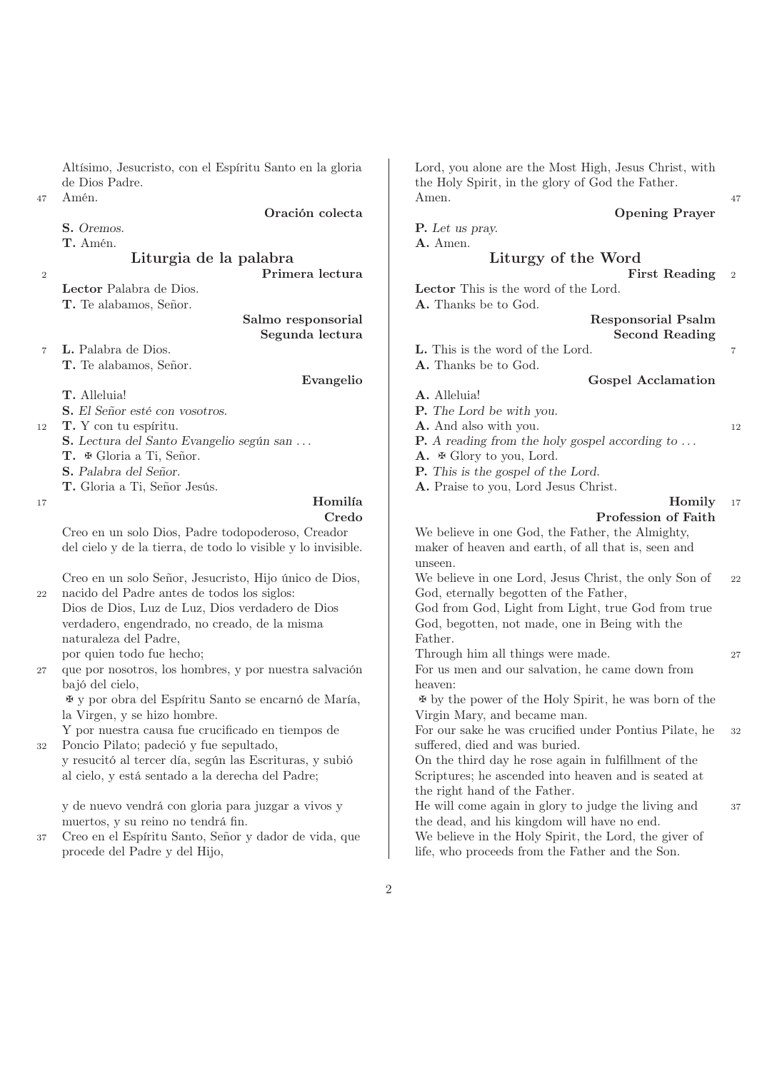Altísimo, Jesucristo, con el Espíritu Santo en la gloria de Dios Padre.
Amén.

### Oración colecta

**S.** *Oremos.*
**T.** Amén.

## Liturgia de la palabra

### Primera lectura

**Lector** Palabra de Dios.
**T.** Te alabamos, Señor.

### Salmo responsorial

### Segunda lectura

**L.** Palabra de Dios.
**T.** Te alabamos, Señor.

### Evangelio

**T.** Alleluia!
**S.** *El Señor esté con vosotros.*
**T.** Y con tu espíritu.
**S.** *Lectura del Santo Evangelio según san …*
**T.** ✠ Gloria a Ti, Señor.
**S.** *Palabra del Señor.*
**T.** Gloria a Ti, Señor Jesús.

### Homilía

### Credo

Creo en un solo Dios, Padre todopoderoso, Creador del cielo y de la tierra, de todo lo visible y lo invisible.

Creo en un solo Señor, Jesucristo, Hijo único de Dios, nacido del Padre antes de todos los siglos:
Dios de Dios, Luz de Luz, Dios verdadero de Dios verdadero, engendrado, no creado, de la misma naturaleza del Padre,
por quien todo fue hecho;
que por nosotros, los hombres, y por nuestra salvación bajó del cielo,
✠ y por obra del Espíritu Santo se encarnó de María, la Virgen, y se hizo hombre.
Y por nuestra causa fue crucificado en tiempos de Poncio Pilato; padeció y fue sepultado,
y resucitó al tercer día, según las Escrituras, y subió al cielo, y está sentado a la derecha del Padre;

y de nuevo vendrá con gloria para juzgar a vivos y muertos, y su reino no tendrá fin.
Creo en el Espíritu Santo, Señor y dador de vida, que procede del Padre y del Hijo,

---

Lord, you alone are the Most High, Jesus Christ, with the Holy Spirit, in the glory of God the Father.
Amen.

### Opening Prayer

**P.** *Let us pray.*
**A.** Amen.

## Liturgy of the Word

### First Reading

**Lector** This is the word of the Lord.
**A.** Thanks be to God.

### Responsorial Psalm

### Second Reading

**L.** This is the word of the Lord.
**A.** Thanks be to God.

### Gospel Acclamation

**A.** Alleluia!
**P.** *The Lord be with you.*
**A.** And also with you.
**P.** *A reading from the holy gospel according to …*
**A.** ✠ Glory to you, Lord.
**P.** *This is the gospel of the Lord.*
**A.** Praise to you, Lord Jesus Christ.

### Homily

### Profession of Faith

We believe in one God, the Father, the Almighty, maker of heaven and earth, of all that is, seen and unseen.
We believe in one Lord, Jesus Christ, the only Son of God, eternally begotten of the Father,
God from God, Light from Light, true God from true God, begotten, not made, one in Being with the Father.
Through him all things were made.
For us men and our salvation, he came down from heaven:
✠ by the power of the Holy Spirit, he was born of the Virgin Mary, and became man.
For our sake he was crucified under Pontius Pilate, he suffered, died and was buried.
On the third day he rose again in fulfillment of the Scriptures; he ascended into heaven and is seated at the right hand of the Father.
He will come again in glory to judge the living and the dead, and his kingdom will have no end.
We believe in the Holy Spirit, the Lord, the giver of life, who proceeds from the Father and the Son.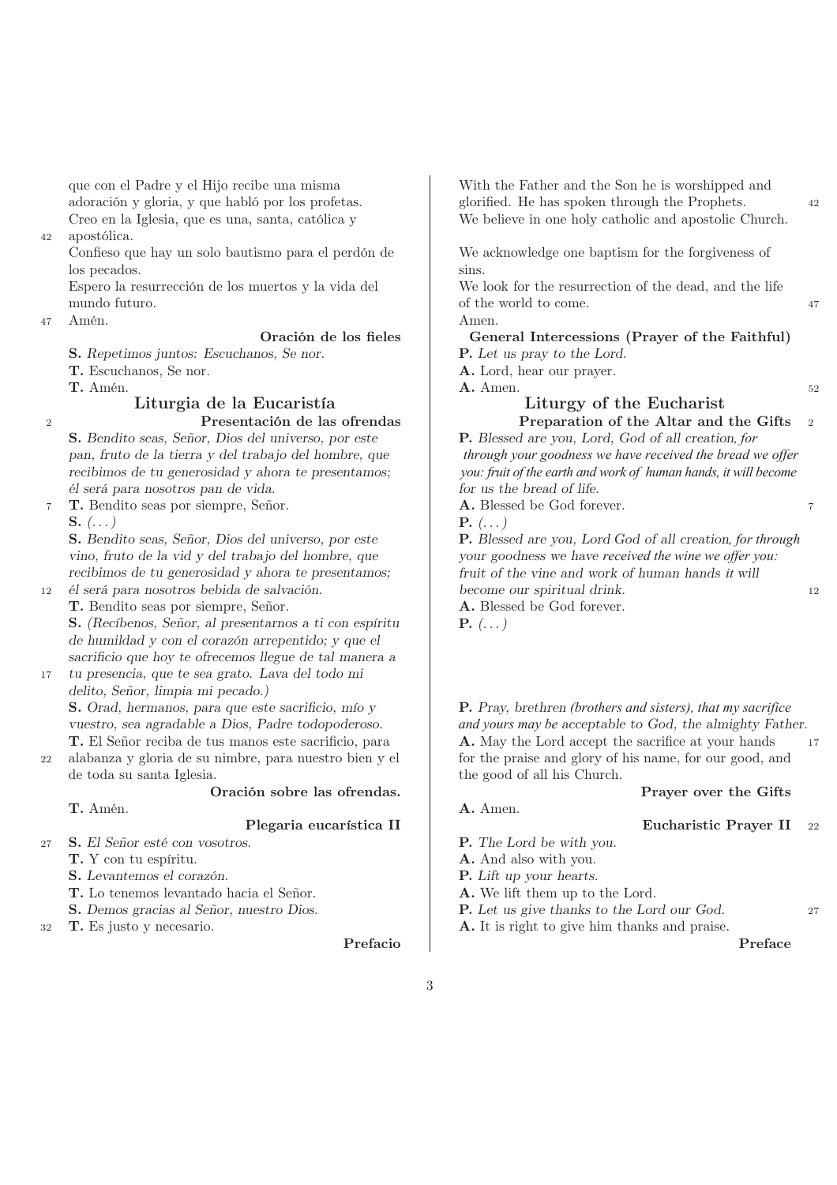que con el Padre y el Hijo recibe una misma adoración y gloria, y que habló por los profetas.
Creo en la Iglesia, que es una, santa, católica y apostólica.
Confieso que hay un solo bautismo para el perdón de los pecados.
Espero la resurrección de los muertos y la vida del mundo futuro.
Amén.

### Oración de los fieles

**S.** *Repetimos juntos: Escuchanos, Se nor.*
**T.** Escuchanos, Se nor.
**T.** Amén.

## Liturgia de la Eucaristía

### Presentación de las ofrendas

**S.** *Bendito seas, Señor, Dios del universo, por este pan, fruto de la tierra y del trabajo del hombre, que recibimos de tu generosidad y ahora te presentamos; él será para nosotros pan de vida.*
**T.** Bendito seas por siempre, Señor.
**S.** *(. . . )*
**S.** *Bendito seas, Señor, Dios del universo, por este vino, fruto de la vid y del trabajo del hombre, que recibimos de tu generosidad y ahora te presentamos; él será para nosotros bebida de salvación.*
**T.** Bendito seas por siempre, Señor.
**S.** *(Recíbenos, Señor, al presentarnos a ti con espíritu de humildad y con el corazón arrepentido; y que el sacrificio que hoy te ofrecemos llegue de tal manera a tu presencia, que te sea grato. Lava del todo mi delito, Señor, limpia mi pecado.)*
**S.** *Orad, hermanos, para que este sacrificio, mío y vuestro, sea agradable a Dios, Padre todopoderoso.*
**T.** El Señor reciba de tus manos este sacrificio, para alabanza y gloria de su nimbre, para nuestro bien y el de toda su santa Iglesia.

### Oración sobre las ofrendas.

**T.** Amén.

### Plegaria eucarística II

**S.** *El Señor esté con vosotros.*
**T.** Y con tu espíritu.
**S.** *Levantemos el corazón.*
**T.** Lo tenemos levantado hacia el Señor.
**S.** *Demos gracias al Señor, nuestro Dios.*
**T.** Es justo y necesario.

### Prefacio

---

With the Father and the Son he is worshipped and glorified. He has spoken through the Prophets.
We believe in one holy catholic and apostolic Church.
We acknowledge one baptism for the forgiveness of sins.
We look for the resurrection of the dead, and the life of the world to come.
Amen.

### General Intercessions (Prayer of the Faithful)

**P.** *Let us pray to the Lord.*
**A.** Lord, hear our prayer.
**A.** Amen.

## Liturgy of the Eucharist

### Preparation of the Altar and the Gifts

**P.** *Blessed are you, Lord, God of all creation, for through your goodness we have received the bread we offer you: fruit of the earth and work of human hands, it will become for us the bread of life.*
**A.** Blessed be God forever.
**P.** *(. . . )*
**P.** *Blessed are you, Lord God of all creation, for through your goodness we have received the wine we offer you: fruit of the vine and work of human hands it will become our spiritual drink.*
**A.** Blessed be God forever.
**P.** *(. . . )*

**P.** *Pray, brethren (brothers and sisters), that my sacrifice and yours may be acceptable to God, the almighty Father.*
**A.** May the Lord accept the sacrifice at your hands for the praise and glory of his name, for our good, and the good of all his Church.

### Prayer over the Gifts

**A.** Amen.

### Eucharistic Prayer II

**P.** *The Lord be with you.*
**A.** And also with you.
**P.** *Lift up your hearts.*
**A.** We lift them up to the Lord.
**P.** *Let us give thanks to the Lord our God.*
**A.** It is right to give him thanks and praise.

### Preface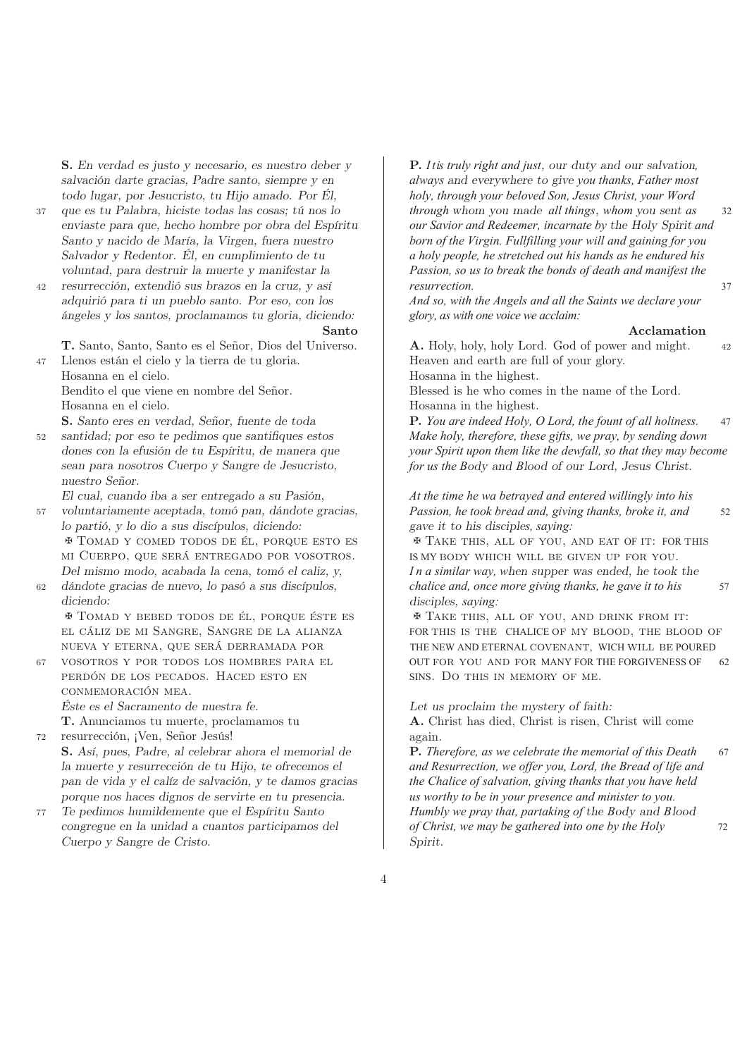**S.** *En verdad es justo y necesario, es nuestro deber y salvación darte gracias, Padre santo, siempre y en todo lugar, por Jesucristo, tu Hijo amado. Por Él, que es tu Palabra, hiciste todas las cosas; tú nos lo enviaste para que, hecho hombre por obra del Espíritu Santo y nacido de María, la Virgen, fuera nuestro Salvador y Redentor. Él, en cumplimiento de tu voluntad, para destruir la muerte y manifestar la resurrección, extendió sus brazos en la cruz, y así adquirió para ti un pueblo santo. Por eso, con los ángeles y los santos, proclamamos tu gloria, diciendo:*

**Santo**

**T.** Santo, Santo, Santo es el Señor, Dios del Universo. Llenos están el cielo y la tierra de tu gloria.
Hosanna en el cielo.
Bendito el que viene en nombre del Señor.
Hosanna en el cielo.

**S.** *Santo eres en verdad, Señor, fuente de toda santidad; por eso te pedimos que santifiques estos dones con la efusión de tu Espíritu, de manera que sean para nosotros Cuerpo y Sangre de Jesucristo, nuestro Señor.*

*El cual, cuando iba a ser entregado a su Pasión, voluntariamente aceptada, tomó pan, dándote gracias, lo partió, y lo dio a sus discípulos, diciendo:*

✠ TOMAD Y COMED TODOS DE ÉL, PORQUE ESTO ES MI CUERPO, QUE SERÁ ENTREGADO POR VOSOTROS.

*Del mismo modo, acabada la cena, tomó el caliz, y, dándote gracias de nuevo, lo pasó a sus discípulos, diciendo:*

✠ TOMAD Y BEBED TODOS DE ÉL, PORQUE ÉSTE ES EL CÁLIZ DE MI SANGRE, SANGRE DE LA ALIANZA NUEVA Y ETERNA, QUE SERÁ DERRAMADA POR VOSOTROS Y POR TODOS LOS HOMBRES PARA EL PERDÓN DE LOS PECADOS. HACED ESTO EN CONMEMORACIÓN MEA.

*Éste es el Sacramento de nuestra fe.*

**T.** Anunciamos tu muerte, proclamamos tu resurrección, ¡Ven, Señor Jesús!

**S.** *Así, pues, Padre, al celebrar ahora el memorial de la muerte y resurrección de tu Hijo, te ofrecemos el pan de vida y el calíz de salvación, y te damos gracias porque nos haces dignos de servirte en tu presencia. Te pedimos humildemente que el Espíritu Santo congregue en la unidad a cuantos participamos del Cuerpo y Sangre de Cristo.*

**P.** *It is truly right and just, our duty and our salvation, always and everywhere to give you thanks, Father most holy, through your beloved Son, Jesus Christ, your Word through whom you made all things, whom you sent as our Savior and Redeemer, incarnate by the Holy Spirit and born of the Virgin. Fullfilling your will and gaining for you a holy people, he stretched out his hands as he endured his Passion, so us to break the bonds of death and manifest the resurrection.*

*And so, with the Angels and all the Saints we declare your glory, as with one voice we acclaim:*

**Acclamation**

**A.** Holy, holy, holy Lord. God of power and might.
Heaven and earth are full of your glory.
Hosanna in the highest.
Blessed is he who comes in the name of the Lord.
Hosanna in the highest.

**P.** *You are indeed Holy, O Lord, the fount of all holiness. Make holy, therefore, these gifts, we pray, by sending down your Spirit upon them like the dewfall, so that they may become for us the Body and Blood of our Lord, Jesus Christ.*

*At the time he wa betrayed and entered willingly into his Passion, he took bread and, giving thanks, broke it, and gave it to his disciples, saying:*

✠ TAKE THIS, ALL OF YOU, AND EAT OF IT: FOR THIS IS MY BODY WHICH WILL BE GIVEN UP FOR YOU.

*In a similar way, when supper was ended, he took the chalice and, once more giving thanks, he gave it to his disciples, saying:*

✠ TAKE THIS, ALL OF YOU, AND DRINK FROM IT: FOR THIS IS THE CHALICE OF MY BLOOD, THE BLOOD OF THE NEW AND ETERNAL COVENANT, WICH WILL BE POURED OUT FOR YOU AND FOR MANY FOR THE FORGIVENESS OF SINS. DO THIS IN MEMORY OF ME.

*Let us proclaim the mystery of faith:*

**A.** Christ has died, Christ is risen, Christ will come again.

**P.** *Therefore, as we celebrate the memorial of this Death and Resurrection, we offer you, Lord, the Bread of life and the Chalice of salvation, giving thanks that you have held us worthy to be in your presence and minister to you. Humbly we pray that, partaking of the Body and Blood of Christ, we may be gathered into one by the Holy Spirit.*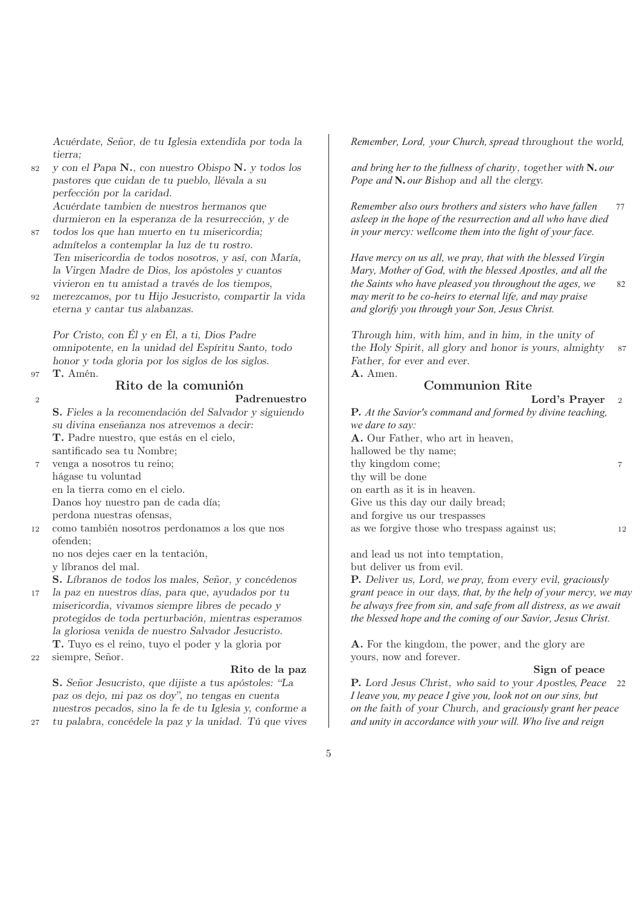*Acuérdate, Señor, de tu Iglesia extendida por toda la tierra;*
*y con el Papa* **N.**, *con nuestro Obispo* **N.** *y todos los pastores que cuidan de tu pueblo, llévala a su perfección por la caridad.*
*Acuérdate tambien de nuestros hermanos que durmieron en la esperanza de la resurrección, y de todos los que han muerto en tu misericordia; admítelos a contemplar la luz de tu rostro.*
*Ten misericordia de todos nosotros, y así, con María, la Virgen Madre de Dios, los apóstoles y cuantos vivieron en tu amistad a través de los tiempos, merezcamos, por tu Hijo Jesucristo, compartir la vida eterna y cantar tus alabanzas.*

*Por Cristo, con Él y en Él, a ti, Dios Padre omnipotente, en la unidad del Espíritu Santo, todo honor y toda gloria por los siglos de los siglos.*
**T.** Amén.

## Rito de la comunión

### Padrenuestro

**S.** *Fieles a la recomendación del Salvador y siguiendo su divina enseñanza nos atrevemos a decir:*
**T.** Padre nuestro, que estás en el cielo,
santificado sea tu Nombre;
venga a nosotros tu reino;
hágase tu voluntad
en la tierra como en el cielo.
Danos hoy nuestro pan de cada día;
perdona nuestras ofensas,
como también nosotros perdonamos a los que nos ofenden;
no nos dejes caer en la tentación,
y líbranos del mal.
**S.** *Líbranos de todos los males, Señor, y concédenos la paz en nuestros días, para que, ayudados por tu misericordia, vivamos siempre libres de pecado y protegidos de toda perturbación, mientras esperamos la gloriosa venida de nuestro Salvador Jesucristo.*
**T.** Tuyo es el reino, tuyo el poder y la gloria por siempre, Señor.

### Rito de la paz

**S.** *Señor Jesucristo, que dijiste a tus apóstoles: "La paz os dejo, mi paz os doy", no tengas en cuenta nuestros pecados, sino la fe de tu Iglesia y, conforme a tu palabra, concédele la paz y la unidad. Tú que vives*

*Remember, Lord, your Church, spread* throughout the world,

*and bring her to the fullness of charity, together with* **N.** *our Pope and* **N.** *our Bishop and all the clergy.*

*Remember also ours brothers and sisters who have fallen asleep in the hope of the resurrection and all who have died in your mercy: wellcome them into the light of your face.*

*Have mercy on us all, we pray, that with the blessed Virgin Mary, Mother of God, with the blessed Apostles, and all the Saints who have pleased you throughout the ages, we may merit to be co-heirs to eternal life, and may praise and glorify you through your Son, Jesus Christ.*

*Through him, with him, and in him, in the unity of the Holy Spirit, all glory and honor is yours, almighty Father, for ever and ever.*
**A.** Amen.

## Communion Rite

### Lord's Prayer

**P.** *At the Savior's command and formed by divine teaching, we dare to say:*
**A.** Our Father, who art in heaven,
hallowed be thy name;
thy kingdom come;
thy will be done
on earth as it is in heaven.
Give us this day our daily bread;
and forgive us our trespasses
as we forgive those who trespass against us;

and lead us not into temptation,
but deliver us from evil.
**P.** *Deliver us, Lord, we pray, from every evil, graciously grant peace in our days, that, by the help of your mercy, we may be always free from sin, and safe from all distress, as we await the blessed hope and the coming of our Savior, Jesus Christ.*

**A.** For the kingdom, the power, and the glory are yours, now and forever.

### Sign of peace

**P.** *Lord Jesus Christ, who said to your Apostles, Peace I leave you, my peace I give you, look not on our sins, but on the faith of your Church, and graciously grant her peace and unity in accordance with your will. Who live and reign*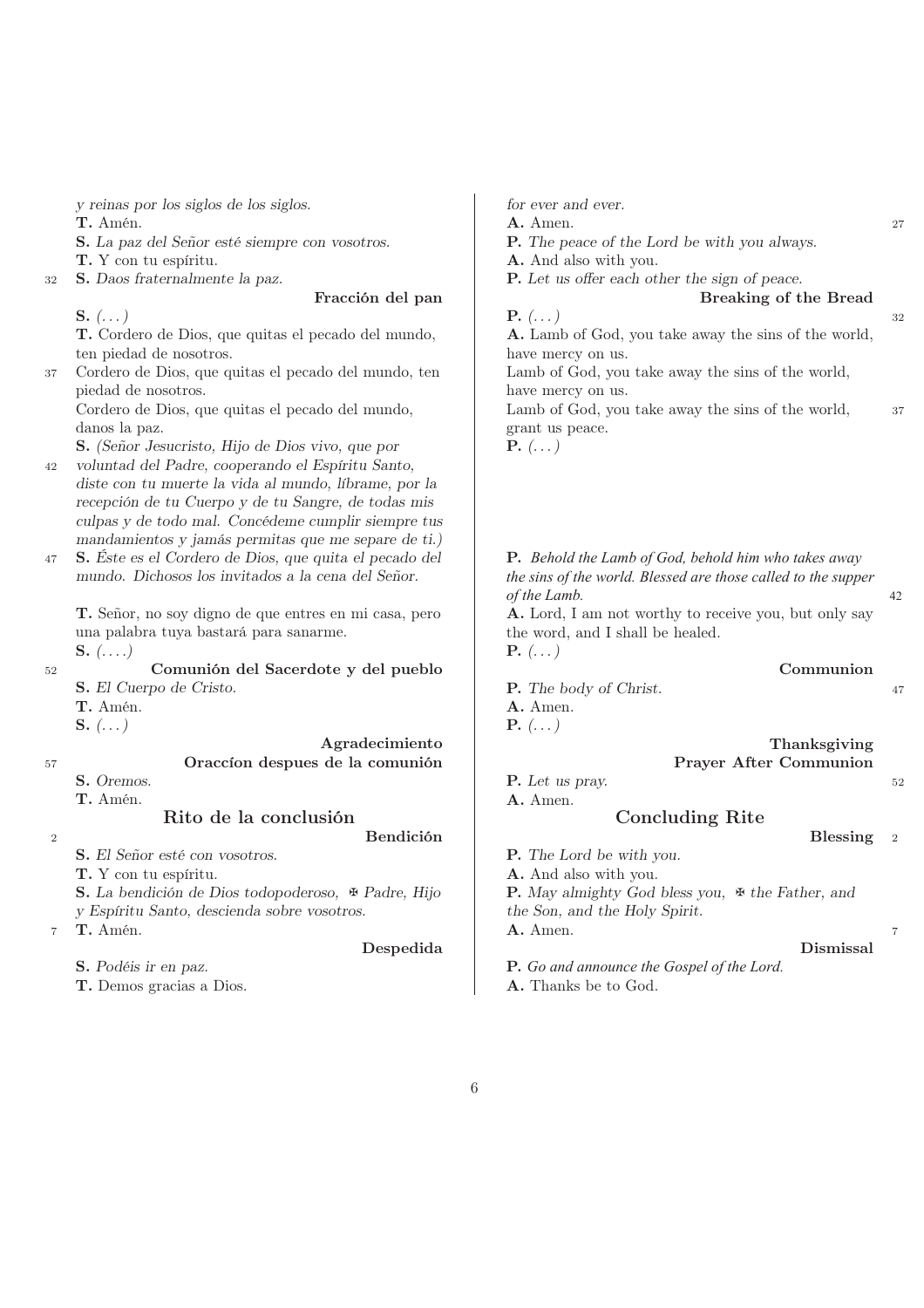*y reinas por los siglos de los siglos.*
**T.** Amén.
**S.** *La paz del Señor esté siempre con vosotros.*
**T.** Y con tu espíritu.
**S.** *Daos fraternalmente la paz.*

**Fracción del pan**

**S.** *(. . . )*
**T.** Cordero de Dios, que quitas el pecado del mundo, ten piedad de nosotros.
Cordero de Dios, que quitas el pecado del mundo, ten piedad de nosotros.
Cordero de Dios, que quitas el pecado del mundo, danos la paz.
**S.** *(Señor Jesucristo, Hijo de Dios vivo, que por voluntad del Padre, cooperando el Espíritu Santo, diste con tu muerte la vida al mundo, líbrame, por la recepción de tu Cuerpo y de tu Sangre, de todas mis culpas y de todo mal. Concédeme cumplir siempre tus mandamientos y jamás permitas que me separe de ti.)*
**S.** *Éste es el Cordero de Dios, que quita el pecado del mundo. Dichosos los invitados a la cena del Señor.*

**T.** Señor, no soy digno de que entres en mi casa, pero una palabra tuya bastará para sanarme.
**S.** *(. . . .)*

**Comunión del Sacerdote y del pueblo**

**S.** *El Cuerpo de Cristo.*
**T.** Amén.
**S.** *(. . . )*

**Agradecimiento**

**Oraccíon despues de la comunión**

**S.** *Oremos.*
**T.** Amén.

## Rito de la conclusión

**Bendición**

**S.** *El Señor esté con vosotros.*
**T.** Y con tu espíritu.
**S.** *La bendición de Dios todopoderoso, ✠ Padre, Hijo y Espíritu Santo, descienda sobre vosotros.*
**T.** Amén.

**Despedida**

**S.** *Podéis ir en paz.*
**T.** Demos gracias a Dios.

---

*for ever and ever.*
**A.** Amen.
**P.** *The peace of the Lord be with you always.*
**A.** And also with you.
**P.** *Let us offer each other the sign of peace.*

**Breaking of the Bread**

**P.** *(. . . )*
**A.** Lamb of God, you take away the sins of the world, have mercy on us.
Lamb of God, you take away the sins of the world, have mercy on us.
Lamb of God, you take away the sins of the world, grant us peace.
**P.** *(. . . )*

**P.** *Behold the Lamb of God, behold him who takes away the sins of the world. Blessed are those called to the supper of the Lamb.*
**A.** Lord, I am not worthy to receive you, but only say the word, and I shall be healed.
**P.** *(. . . )*

**Communion**

**P.** *The body of Christ.*
**A.** Amen.
**P.** *(. . . )*

**Thanksgiving**

**Prayer After Communion**

**P.** *Let us pray.*
**A.** Amen.

## Concluding Rite

**Blessing**

**P.** *The Lord be with you.*
**A.** And also with you.
**P.** *May almighty God bless you, ✠ the Father, and the Son, and the Holy Spirit.*
**A.** Amen.

**Dismissal**

**P.** *Go and announce the Gospel of the Lord.*
**A.** Thanks be to God.